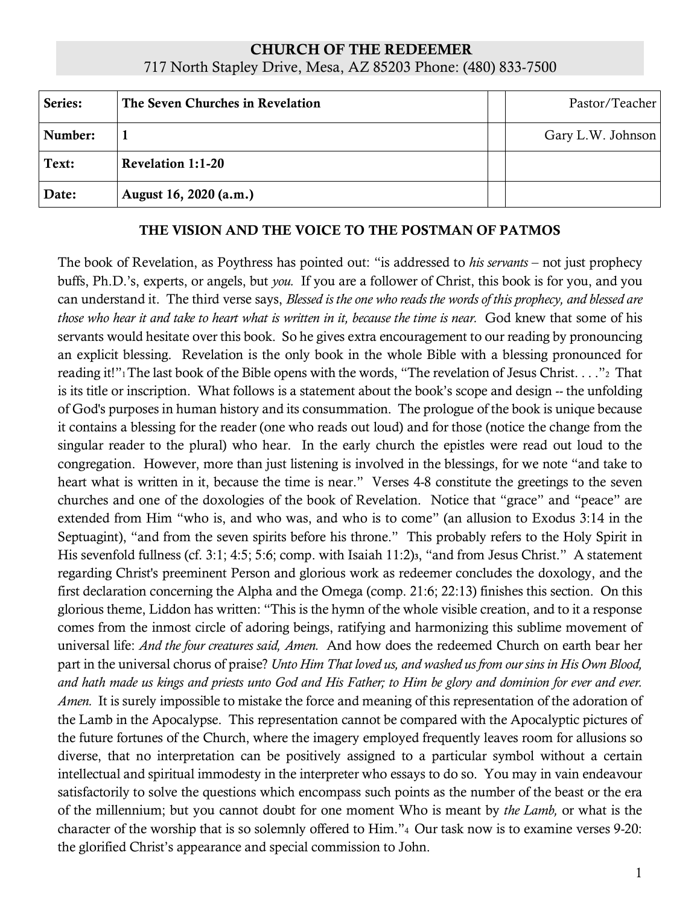**CHURCH OF THE REDEEMER**
717 North Stapley Drive, Mesa, AZ 85203 Phone: (480) 833-7500

| Series: | The Seven Churches in Revelation | | Pastor/Teacher |
|---|---|---|---|
| Number: | 1 | | Gary L.W. Johnson |
| Text: | Revelation 1:1-20 | | |
| Date: | August 16, 2020 (a.m.) | | |

## THE VISION AND THE VOICE TO THE POSTMAN OF PATMOS

The book of Revelation, as Poythress has pointed out: "is addressed to *his servants* – not just prophecy buffs, Ph.D.'s, experts, or angels, but *you.* If you are a follower of Christ, this book is for you, and you can understand it. The third verse says, *Blessed is the one who reads the words of this prophecy, and blessed are those who hear it and take to heart what is written in it, because the time is near.* God knew that some of his servants would hesitate over this book. So he gives extra encouragement to our reading by pronouncing an explicit blessing. Revelation is the only book in the whole Bible with a blessing pronounced for reading it!"[1] The last book of the Bible opens with the words, "The revelation of Jesus Christ. . . ."[2] That is its title or inscription. What follows is a statement about the book's scope and design -- the unfolding of God's purposes in human history and its consummation. The prologue of the book is unique because it contains a blessing for the reader (one who reads out loud) and for those (notice the change from the singular reader to the plural) who hear. In the early church the epistles were read out loud to the congregation. However, more than just listening is involved in the blessings, for we note "and take to heart what is written in it, because the time is near." Verses 4-8 constitute the greetings to the seven churches and one of the doxologies of the book of Revelation. Notice that "grace" and "peace" are extended from Him "who is, and who was, and who is to come" (an allusion to Exodus 3:14 in the Septuagint), "and from the seven spirits before his throne." This probably refers to the Holy Spirit in His sevenfold fullness (cf. 3:1; 4:5; 5:6; comp. with Isaiah 11:2)[3], "and from Jesus Christ." A statement regarding Christ's preeminent Person and glorious work as redeemer concludes the doxology, and the first declaration concerning the Alpha and the Omega (comp. 21:6; 22:13) finishes this section. On this glorious theme, Liddon has written: "This is the hymn of the whole visible creation, and to it a response comes from the inmost circle of adoring beings, ratifying and harmonizing this sublime movement of universal life: *And the four creatures said, Amen.* And how does the redeemed Church on earth bear her part in the universal chorus of praise? *Unto Him That loved us, and washed us from our sins in His Own Blood, and hath made us kings and priests unto God and His Father; to Him be glory and dominion for ever and ever. Amen.* It is surely impossible to mistake the force and meaning of this representation of the adoration of the Lamb in the Apocalypse. This representation cannot be compared with the Apocalyptic pictures of the future fortunes of the Church, where the imagery employed frequently leaves room for allusions so diverse, that no interpretation can be positively assigned to a particular symbol without a certain intellectual and spiritual immodesty in the interpreter who essays to do so. You may in vain endeavour satisfactorily to solve the questions which encompass such points as the number of the beast or the era of the millennium; but you cannot doubt for one moment Who is meant by *the Lamb,* or what is the character of the worship that is so solemnly offered to Him."[4] Our task now is to examine verses 9-20: the glorified Christ's appearance and special commission to John.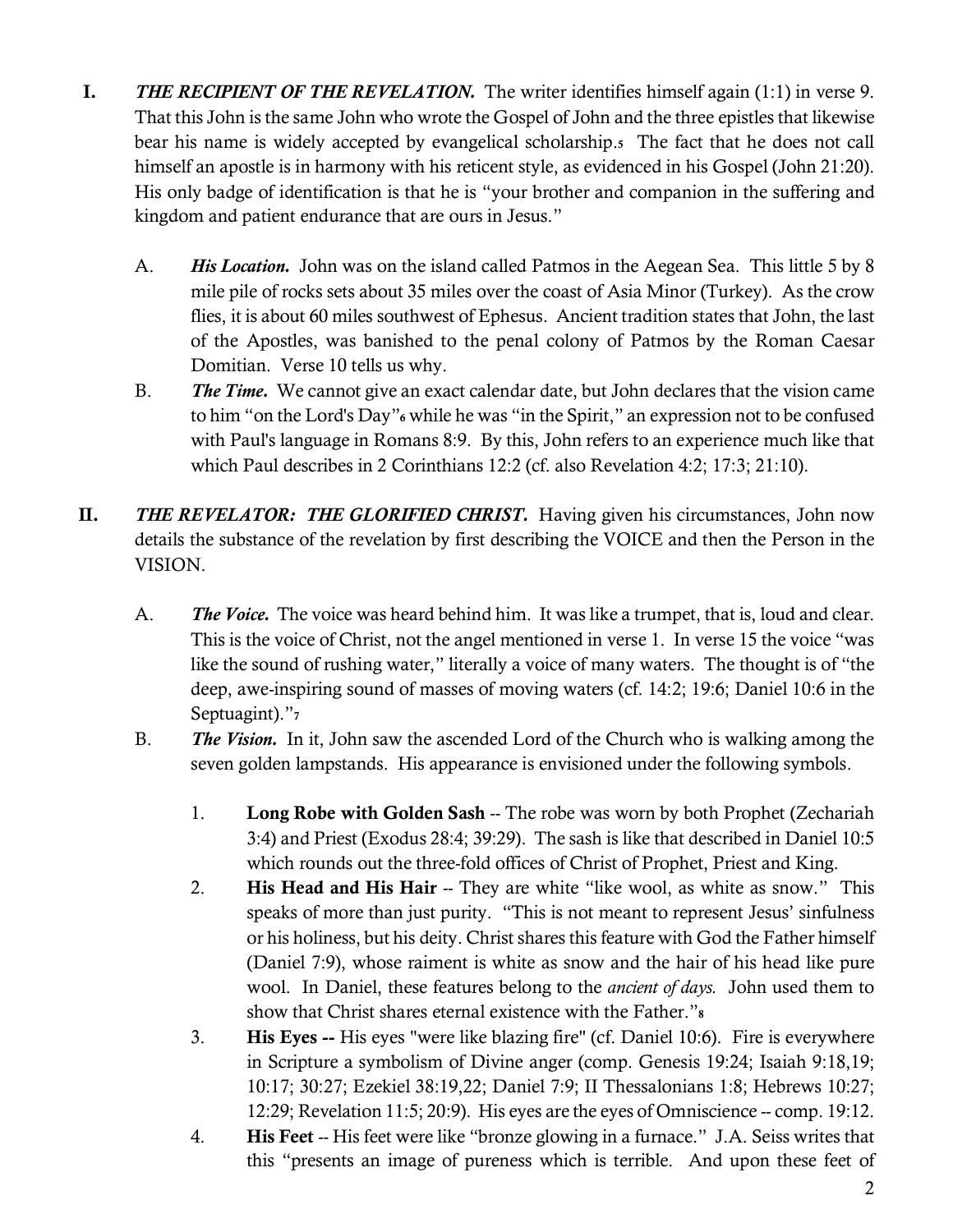**I.** ***THE RECIPIENT OF THE REVELATION.*** The writer identifies himself again (1:1) in verse 9. That this John is the same John who wrote the Gospel of John and the three epistles that likewise bear his name is widely accepted by evangelical scholarship.[5] The fact that he does not call himself an apostle is in harmony with his reticent style, as evidenced in his Gospel (John 21:20). His only badge of identification is that he is "your brother and companion in the suffering and kingdom and patient endurance that are ours in Jesus."

A. ***His Location.*** John was on the island called Patmos in the Aegean Sea. This little 5 by 8 mile pile of rocks sets about 35 miles over the coast of Asia Minor (Turkey). As the crow flies, it is about 60 miles southwest of Ephesus. Ancient tradition states that John, the last of the Apostles, was banished to the penal colony of Patmos by the Roman Caesar Domitian. Verse 10 tells us why.

B. ***The Time.*** We cannot give an exact calendar date, but John declares that the vision came to him "on the Lord's Day"[6] while he was "in the Spirit," an expression not to be confused with Paul's language in Romans 8:9. By this, John refers to an experience much like that which Paul describes in 2 Corinthians 12:2 (cf. also Revelation 4:2; 17:3; 21:10).

**II.** ***THE REVELATOR: THE GLORIFIED CHRIST.*** Having given his circumstances, John now details the substance of the revelation by first describing the VOICE and then the Person in the VISION.

A. ***The Voice.*** The voice was heard behind him. It was like a trumpet, that is, loud and clear. This is the voice of Christ, not the angel mentioned in verse 1. In verse 15 the voice "was like the sound of rushing water," literally a voice of many waters. The thought is of "the deep, awe-inspiring sound of masses of moving waters (cf. 14:2; 19:6; Daniel 10:6 in the Septuagint)."[7]

B. ***The Vision.*** In it, John saw the ascended Lord of the Church who is walking among the seven golden lampstands. His appearance is envisioned under the following symbols.

1. **Long Robe with Golden Sash** -- The robe was worn by both Prophet (Zechariah 3:4) and Priest (Exodus 28:4; 39:29). The sash is like that described in Daniel 10:5 which rounds out the three-fold offices of Christ of Prophet, Priest and King.

2. **His Head and His Hair** -- They are white "like wool, as white as snow." This speaks of more than just purity. "This is not meant to represent Jesus' sinfulness or his holiness, but his deity. Christ shares this feature with God the Father himself (Daniel 7:9), whose raiment is white as snow and the hair of his head like pure wool. In Daniel, these features belong to the *ancient of days.* John used them to show that Christ shares eternal existence with the Father."[8]

3. **His Eyes --** His eyes "were like blazing fire" (cf. Daniel 10:6). Fire is everywhere in Scripture a symbolism of Divine anger (comp. Genesis 19:24; Isaiah 9:18,19; 10:17; 30:27; Ezekiel 38:19,22; Daniel 7:9; II Thessalonians 1:8; Hebrews 10:27; 12:29; Revelation 11:5; 20:9). His eyes are the eyes of Omniscience -- comp. 19:12.

4. **His Feet** -- His feet were like "bronze glowing in a furnace." J.A. Seiss writes that this "presents an image of pureness which is terrible. And upon these feet of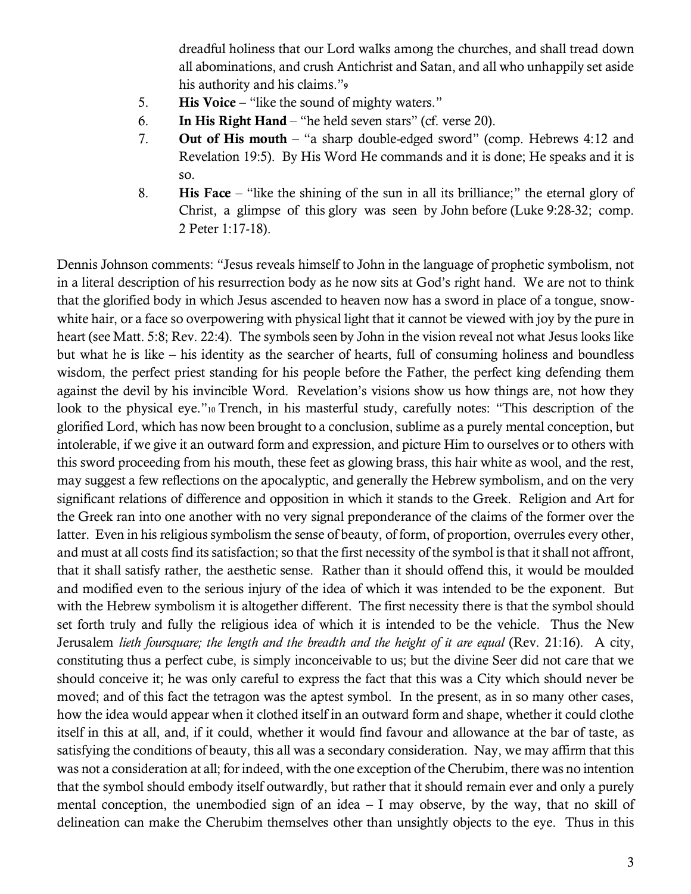dreadful holiness that our Lord walks among the churches, and shall tread down all abominations, and crush Antichrist and Satan, and all who unhappily set aside his authority and his claims."[9]

5. **His Voice** – "like the sound of mighty waters."
6. **In His Right Hand** – "he held seven stars" (cf. verse 20).
7. **Out of His mouth** – "a sharp double-edged sword" (comp. Hebrews 4:12 and Revelation 19:5). By His Word He commands and it is done; He speaks and it is so.
8. **His Face** – "like the shining of the sun in all its brilliance;" the eternal glory of Christ, a glimpse of this glory was seen by John before (Luke 9:28-32; comp. 2 Peter 1:17-18).

Dennis Johnson comments: "Jesus reveals himself to John in the language of prophetic symbolism, not in a literal description of his resurrection body as he now sits at God's right hand. We are not to think that the glorified body in which Jesus ascended to heaven now has a sword in place of a tongue, snow-white hair, or a face so overpowering with physical light that it cannot be viewed with joy by the pure in heart (see Matt. 5:8; Rev. 22:4). The symbols seen by John in the vision reveal not what Jesus looks like but what he is like – his identity as the searcher of hearts, full of consuming holiness and boundless wisdom, the perfect priest standing for his people before the Father, the perfect king defending them against the devil by his invincible Word. Revelation's visions show us how things are, not how they look to the physical eye."[10] Trench, in his masterful study, carefully notes: "This description of the glorified Lord, which has now been brought to a conclusion, sublime as a purely mental conception, but intolerable, if we give it an outward form and expression, and picture Him to ourselves or to others with this sword proceeding from his mouth, these feet as glowing brass, this hair white as wool, and the rest, may suggest a few reflections on the apocalyptic, and generally the Hebrew symbolism, and on the very significant relations of difference and opposition in which it stands to the Greek. Religion and Art for the Greek ran into one another with no very signal preponderance of the claims of the former over the latter. Even in his religious symbolism the sense of beauty, of form, of proportion, overrules every other, and must at all costs find its satisfaction; so that the first necessity of the symbol is that it shall not affront, that it shall satisfy rather, the aesthetic sense. Rather than it should offend this, it would be moulded and modified even to the serious injury of the idea of which it was intended to be the exponent. But with the Hebrew symbolism it is altogether different. The first necessity there is that the symbol should set forth truly and fully the religious idea of which it is intended to be the vehicle. Thus the New Jerusalem *lieth foursquare; the length and the breadth and the height of it are equal* (Rev. 21:16). A city, constituting thus a perfect cube, is simply inconceivable to us; but the divine Seer did not care that we should conceive it; he was only careful to express the fact that this was a City which should never be moved; and of this fact the tetragon was the aptest symbol. In the present, as in so many other cases, how the idea would appear when it clothed itself in an outward form and shape, whether it could clothe itself in this at all, and, if it could, whether it would find favour and allowance at the bar of taste, as satisfying the conditions of beauty, this all was a secondary consideration. Nay, we may affirm that this was not a consideration at all; for indeed, with the one exception of the Cherubim, there was no intention that the symbol should embody itself outwardly, but rather that it should remain ever and only a purely mental conception, the unembodied sign of an idea – I may observe, by the way, that no skill of delineation can make the Cherubim themselves other than unsightly objects to the eye. Thus in this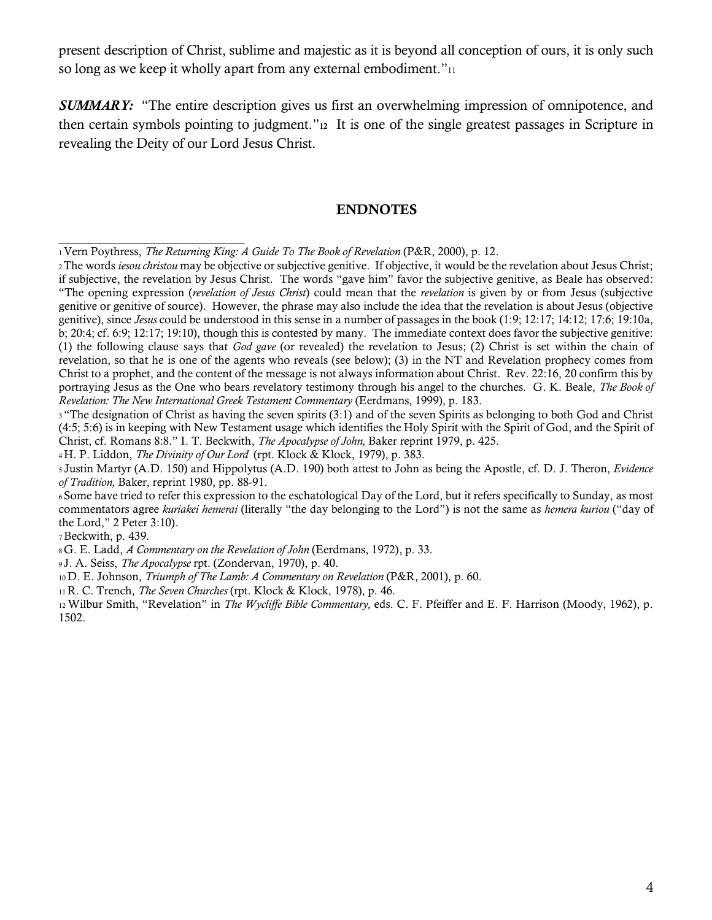present description of Christ, sublime and majestic as it is beyond all conception of ours, it is only such so long as we keep it wholly apart from any external embodiment."[11]

***SUMMARY:*** "The entire description gives us first an overwhelming impression of omnipotence, and then certain symbols pointing to judgment."[12] It is one of the single greatest passages in Scripture in revealing the Deity of our Lord Jesus Christ.

## ENDNOTES

[1] Vern Poythress, *The Returning King: A Guide To The Book of Revelation* (P&R, 2000), p. 12.

[2] The words *iesou christou* may be objective or subjective genitive. If objective, it would be the revelation about Jesus Christ; if subjective, the revelation by Jesus Christ. The words "gave him" favor the subjective genitive, as Beale has observed: "The opening expression (*revelation of Jesus Christ*) could mean that the *revelation* is given by or from Jesus (subjective genitive or genitive of source). However, the phrase may also include the idea that the revelation is about Jesus (objective genitive), since *Jesus* could be understood in this sense in a number of passages in the book (1:9; 12:17; 14:12; 17:6; 19:10a, b; 20:4; cf. 6:9; 12:17; 19:10), though this is contested by many. The immediate context does favor the subjective genitive: (1) the following clause says that *God gave* (or revealed) the revelation to Jesus; (2) Christ is set within the chain of revelation, so that he is one of the agents who reveals (see below); (3) in the NT and Revelation prophecy comes from Christ to a prophet, and the content of the message is not always information about Christ. Rev. 22:16, 20 confirm this by portraying Jesus as the One who bears revelatory testimony through his angel to the churches. G. K. Beale, *The Book of Revelation: The New International Greek Testament Commentary* (Eerdmans, 1999), p. 183.

[3] "The designation of Christ as having the seven spirits (3:1) and of the seven Spirits as belonging to both God and Christ (4:5; 5:6) is in keeping with New Testament usage which identifies the Holy Spirit with the Spirit of God, and the Spirit of Christ, cf. Romans 8:8." I. T. Beckwith, *The Apocalypse of John,* Baker reprint 1979, p. 425.

[4] H. P. Liddon, *The Divinity of Our Lord* (rpt. Klock & Klock, 1979), p. 383.

[5] Justin Martyr (A.D. 150) and Hippolytus (A.D. 190) both attest to John as being the Apostle, cf. D. J. Theron, *Evidence of Tradition,* Baker, reprint 1980, pp. 88-91.

[6] Some have tried to refer this expression to the eschatological Day of the Lord, but it refers specifically to Sunday, as most commentators agree *kuriakei hemerai* (literally "the day belonging to the Lord") is not the same as *hemera kuriou* ("day of the Lord," 2 Peter 3:10).

[7] Beckwith, p. 439.

[8] G. E. Ladd, *A Commentary on the Revelation of John* (Eerdmans, 1972), p. 33.

[9] J. A. Seiss, *The Apocalypse* rpt. (Zondervan, 1970), p. 40.

[10] D. E. Johnson, *Triumph of The Lamb: A Commentary on Revelation* (P&R, 2001), p. 60.

[11] R. C. Trench, *The Seven Churches* (rpt. Klock & Klock, 1978), p. 46.

[12] Wilbur Smith, "Revelation" in *The Wycliffe Bible Commentary,* eds. C. F. Pfeiffer and E. F. Harrison (Moody, 1962), p. 1502.